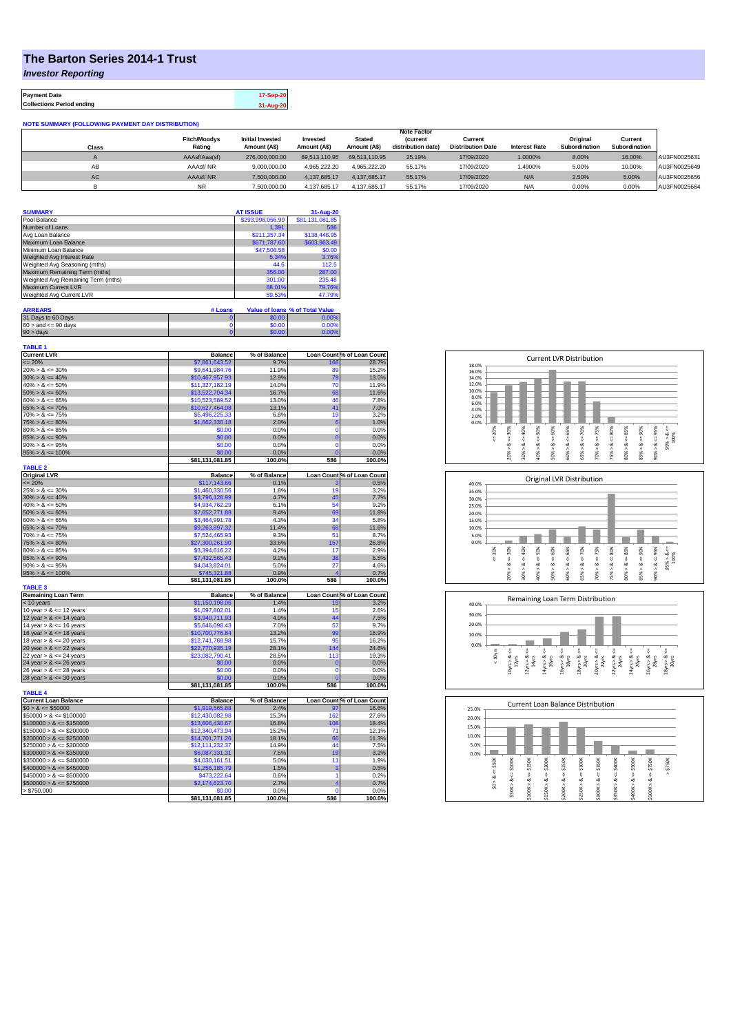# The Barton Series 2014-1 Trust

## *Investor Reporting*

| | |
|---|---|
| **Payment Date** | 17-Sep-20 |
| **Collections Period ending** | 31-Aug-20 |

**NOTE SUMMARY (FOLLOWING PAYMENT DAY DISTRIBUTION)**

| Class | Fitch/Moodys Rating | Initial Invested Amount (A$) | Invested Amount (A$) | Stated Amount (A$) | Note Factor (current distribution date) | Current Distribution Date | Interest Rate | Original Subordination | Current Subordination | |
|---|---|---|---|---|---|---|---|---|---|---|
| A | AAAsf/Aaa(sf) | 276,000,000.00 | 69,513,110.95 | 69,513,110.95 | 25.19% | 17/09/2020 | 1.0000% | 8.00% | 16.00% | AU3FN0025631 |
| AB | AAAsf/ NR | 9,000,000.00 | 4,965,222.20 | 4,965,222.20 | 55.17% | 17/09/2020 | 1.4900% | 5.00% | 10.00% | AU3FN0025649 |
| AC | AAAsf/ NR | 7,500,000.00 | 4,137,685.17 | 4,137,685.17 | 55.17% | 17/09/2020 | N/A | 2.50% | 5.00% | AU3FN0025656 |
| B | NR | 7,500,000.00 | 4,137,685.17 | 4,137,685.17 | 55.17% | 17/09/2020 | N/A | 0.00% | 0.00% | AU3FN0025664 |

| SUMMARY | AT ISSUE | 31-Aug-20 |
|---|---|---|
| Pool Balance | $293,998,056.99 | $81,131,081.85 |
| Number of Loans | 1,391 | 586 |
| Avg Loan Balance | $211,357.34 | $138,448.95 |
| Maximum Loan Balance | $671,787.60 | $603,963.49 |
| Minimum Loan Balance | $47,506.58 | $0.00 |
| Weighted Avg Interest Rate | 5.34% | 3.76% |
| Weighted Avg Seasoning (mths) | 44.6 | 112.5 |
| Maximum Remaining Term (mths) | 356.00 | 287.00 |
| Weighted Avg Remaining Term (mths) | 301.00 | 235.48 |
| Maximum Current LVR | 88.01% | 79.76% |
| Weighted Avg Current LVR | 59.53% | 47.79% |

| ARREARS | # Loans | Value of loans | % of Total Value |
|---|---|---|---|
| 31 Days to 60 Days | 0 | $0.00 | 0.00% |
| 60 > and <= 90 days | 0 | $0.00 | 0.00% |
| 90 > days | 0 | $0.00 | 0.00% |

**TABLE 1**

| Current LVR | Balance | % of Balance | Loan Count | % of Loan Count |
|---|---|---|---|---|
| <= 20% | $7,861,643.52 | 9.7% | 168 | 28.7% |
| 20% > & <= 30% | $9,641,984.76 | 11.9% | 89 | 15.2% |
| 30% > & <= 40% | $10,467,957.93 | 12.9% | 79 | 13.5% |
| 40% > & <= 50% | $11,327,182.19 | 14.0% | 70 | 11.9% |
| 50% > & <= 60% | $13,522,704.34 | 16.7% | 68 | 11.6% |
| 60% > & <= 65% | $10,523,589.52 | 13.0% | 46 | 7.8% |
| 65% > & <= 70% | $10,627,464.08 | 13.1% | 41 | 7.0% |
| 70% > & <= 75% | $5,496,225.33 | 6.8% | 19 | 3.2% |
| 75% > & <= 80% | $1,662,330.18 | 2.0% | 6 | 1.0% |
| 80% > & <= 85% | $0.00 | 0.0% | 0 | 0.0% |
| 85% > & <= 90% | $0.00 | 0.0% | 0 | 0.0% |
| 90% > & <= 95% | $0.00 | 0.0% | 0 | 0.0% |
| 95% > & <= 100% | $0.00 | 0.0% | 0 | 0.0% |
| | $81,131,081.85 | 100.0% | 586 | 100.0% |

**TABLE 2**

| Original LVR | Balance | % of Balance | Loan Count | % of Loan Count |
|---|---|---|---|---|
| <= 20% | $117,143.66 | 0.1% | 3 | 0.5% |
| 25% > & <= 30% | $1,460,330.56 | 1.8% | 19 | 3.2% |
| 30% > & <= 40% | $3,796,128.99 | 4.7% | 45 | 7.7% |
| 40% > & <= 50% | $4,934,762.29 | 6.1% | 54 | 9.2% |
| 50% > & <= 60% | $7,652,771.88 | 9.4% | 69 | 11.8% |
| 60% > & <= 65% | $3,464,991.78 | 4.3% | 34 | 5.8% |
| 65% > & <= 70% | $9,263,897.32 | 11.4% | 68 | 11.6% |
| 70% > & <= 75% | $7,524,465.93 | 9.3% | 51 | 8.7% |
| 75% > & <= 80% | $27,300,261.90 | 33.6% | 157 | 26.8% |
| 80% > & <= 85% | $3,394,616.22 | 4.2% | 17 | 2.9% |
| 85% > & <= 90% | $7,432,565.43 | 9.2% | 38 | 6.5% |
| 90% > & <= 95% | $4,043,824.01 | 5.0% | 27 | 4.6% |
| 95% > & <= 100% | $745,321.88 | 0.9% | 4 | 0.7% |
| | $81,131,081.85 | 100.0% | 586 | 100.0% |

**TABLE 3**

| Remaining Loan Term | Balance | % of Balance | Loan Count | % of Loan Count |
|---|---|---|---|---|
| < 10 years | $1,150,198.06 | 1.4% | 19 | 3.2% |
| 10 year > & <= 12 years | $1,097,802.01 | 1.4% | 15 | 2.6% |
| 12 year > & <= 14 years | $3,940,711.93 | 4.9% | 44 | 7.5% |
| 14 year > & <= 16 years | $5,646,098.43 | 7.0% | 57 | 9.7% |
| 16 year > & <= 18 years | $10,700,776.84 | 13.2% | 99 | 16.9% |
| 18 year > & <= 20 years | $12,741,768.98 | 15.7% | 95 | 16.2% |
| 20 year > & <= 22 years | $22,770,935.19 | 28.1% | 144 | 24.6% |
| 22 year > & <= 24 years | $23,082,790.41 | 28.5% | 113 | 19.3% |
| 24 year > & <= 26 years | $0.00 | 0.0% | 0 | 0.0% |
| 26 year > & <= 28 years | $0.00 | 0.0% | 0 | 0.0% |
| 28 year > & <= 30 years | $0.00 | 0.0% | 0 | 0.0% |
| | $81,131,081.85 | 100.0% | 586 | 100.0% |

**TABLE 4**

| Current Loan Balance | Balance | % of Balance | Loan Count | % of Loan Count |
|---|---|---|---|---|
| $0 > & <= $50000 | $1,919,565.68 | 2.4% | 97 | 16.6% |
| $50000 > & <= $100000 | $12,430,082.98 | 15.3% | 162 | 27.6% |
| $100000 > & <= $150000 | $13,606,430.67 | 16.8% | 108 | 18.4% |
| $150000 > & <= $200000 | $12,340,473.94 | 15.2% | 71 | 12.1% |
| $200000 > & <= $250000 | $14,701,771.26 | 18.1% | 66 | 11.3% |
| $250000 > & <= $300000 | $12,111,232.37 | 14.9% | 44 | 7.5% |
| $300000 > & <= $350000 | $6,087,331.31 | 7.5% | 19 | 3.2% |
| $350000 > & <= $400000 | $4,030,161.51 | 5.0% | 11 | 1.9% |
| $400000 > & <= $450000 | $1,256,185.79 | 1.5% | 3 | 0.5% |
| $450000 > & <= $500000 | $473,222.64 | 0.6% | 1 | 0.2% |
| $500000 > & <= $750000 | $2,174,623.70 | 2.7% | 4 | 0.7% |
| > $750,000 | $0.00 | 0.0% | 0 | 0.0% |
| | $81,131,081.85 | 100.0% | 586 | 100.0% |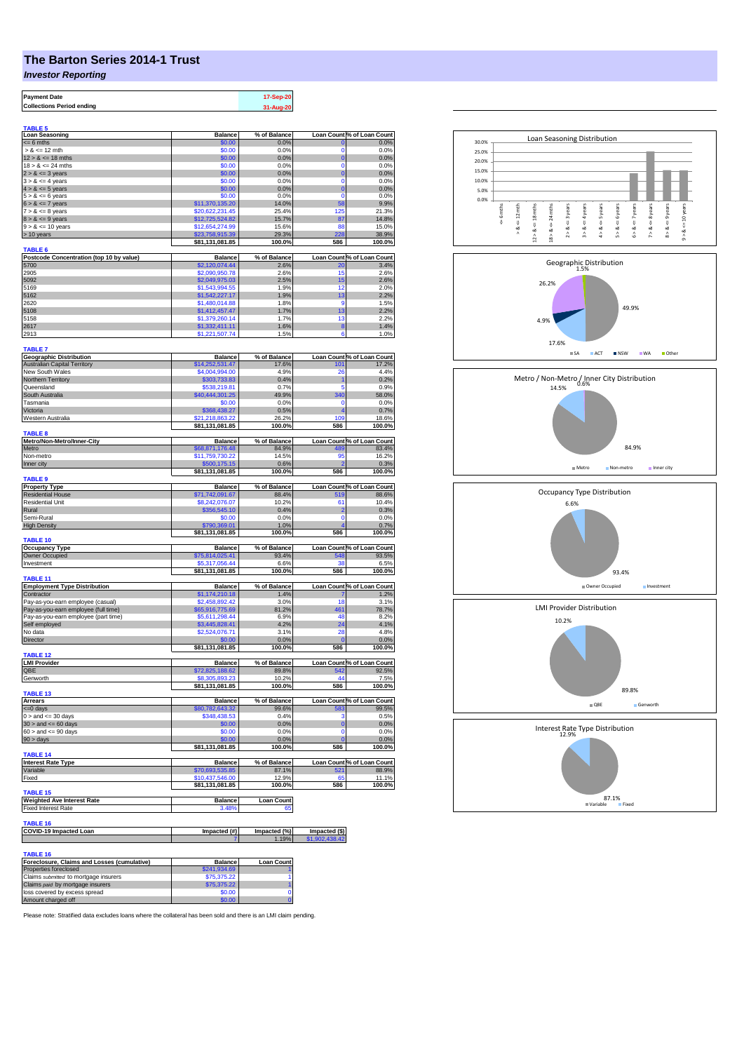# The Barton Series 2014-1 Trust

*Investor Reporting*

| | |
|---|---|
| **Payment Date** | 17-Sep-20 |
| **Collections Period ending** | 31-Aug-20 |

**TABLE 5**

| Loan Seasoning | Balance | % of Balance | Loan Count | % of Loan Count |
|---|---|---|---|---|
| <= 6 mths | $0.00 | 0.0% | 0 | 0.0% |
| > & <= 12 mth | $0.00 | 0.0% | 0 | 0.0% |
| 12 > & <= 18 mths | $0.00 | 0.0% | 0 | 0.0% |
| 18 > & <= 24 mths | $0.00 | 0.0% | 0 | 0.0% |
| 2 > & <= 3 years | $0.00 | 0.0% | 0 | 0.0% |
| 3 > & <= 4 years | $0.00 | 0.0% | 0 | 0.0% |
| 4 > & <= 5 years | $0.00 | 0.0% | 0 | 0.0% |
| 5 > & <= 6 years | $0.00 | 0.0% | 0 | 0.0% |
| 6 > & <= 7 years | $11,370,135.20 | 14.0% | 58 | 9.9% |
| 7 > & <= 8 years | $20,622,231.45 | 25.4% | 125 | 21.3% |
| 8 > & <= 9 years | $12,725,524.82 | 15.7% | 87 | 14.8% |
| 9 > & <= 10 years | $12,654,274.99 | 15.6% | 88 | 15.0% |
| > 10 years | $23,758,915.39 | 29.3% | 228 | 38.9% |
| | $81,131,081.85 | 100.0% | 586 | 100.0% |

**TABLE 6**

| Postcode Concentration (top 10 by value) | Balance | % of Balance | Loan Count | % of Loan Count |
|---|---|---|---|---|
| 5700 | $2,120,074.44 | 2.6% | 20 | 3.4% |
| 2905 | $2,090,950.78 | 2.6% | 15 | 2.6% |
| 5092 | $2,049,975.03 | 2.5% | 15 | 2.6% |
| 5169 | $1,543,994.55 | 1.9% | 12 | 2.0% |
| 5162 | $1,542,227.17 | 1.9% | 13 | 2.2% |
| 2620 | $1,480,014.88 | 1.8% | 9 | 1.5% |
| 5108 | $1,412,457.47 | 1.7% | 13 | 2.2% |
| 5158 | $1,379,260.14 | 1.7% | 13 | 2.2% |
| 2617 | $1,332,411.11 | 1.6% | 8 | 1.4% |
| 2913 | $1,221,507.74 | 1.5% | 6 | 1.0% |

**TABLE 7**

| Geographic Distribution | Balance | % of Balance | Loan Count | % of Loan Count |
|---|---|---|---|---|
| Australian Capital Territory | $14,252,531.47 | 17.6% | 101 | 17.2% |
| New South Wales | $4,004,994.00 | 4.9% | 26 | 4.4% |
| Northern Territory | $303,733.83 | 0.4% | 1 | 0.2% |
| Queensland | $538,219.81 | 0.7% | 5 | 0.9% |
| South Australia | $40,444,301.25 | 49.9% | 340 | 58.0% |
| Tasmania | $0.00 | 0.0% | 0 | 0.0% |
| Victoria | $368,438.27 | 0.5% | 4 | 0.7% |
| Western Australia | $21,218,863.22 | 26.2% | 109 | 18.6% |
| | $81,131,081.85 | 100.0% | 586 | 100.0% |

**TABLE 8**

| Metro/Non-Metro/Inner-City | Balance | % of Balance | Loan Count | % of Loan Count |
|---|---|---|---|---|
| Metro | $68,871,176.48 | 84.9% | 489 | 83.4% |
| Non-metro | $11,759,730.22 | 14.5% | 95 | 16.2% |
| Inner city | $500,175.15 | 0.6% | 2 | 0.3% |
| | $81,131,081.85 | 100.0% | 586 | 100.0% |

**TABLE 9**

| Property Type | Balance | % of Balance | Loan Count | % of Loan Count |
|---|---|---|---|---|
| Residential House | $71,742,091.67 | 88.4% | 519 | 88.6% |
| Residential Unit | $8,242,076.07 | 10.2% | 61 | 10.4% |
| Rural | $356,545.10 | 0.4% | 2 | 0.3% |
| Semi-Rural | $0.00 | 0.0% | 0 | 0.0% |
| High Density | $790,369.01 | 1.0% | 4 | 0.7% |
| | $81,131,081.85 | 100.0% | 586 | 100.0% |

**TABLE 10**

| Occupancy Type | Balance | % of Balance | Loan Count | % of Loan Count |
|---|---|---|---|---|
| Owner Occupied | $75,814,025.41 | 93.4% | 548 | 93.5% |
| Investment | $5,317,056.44 | 6.6% | 38 | 6.5% |
| | $81,131,081.85 | 100.0% | 586 | 100.0% |

**TABLE 11**

| Employment Type Distribution | Balance | % of Balance | Loan Count | % of Loan Count |
|---|---|---|---|---|
| Contractor | $1,174,210.18 | 1.4% | 7 | 1.2% |
| Pay-as-you-earn employee (casual) | $2,458,892.42 | 3.0% | 18 | 3.1% |
| Pay-as-you-earn employee (full time) | $65,916,775.69 | 81.2% | 461 | 78.7% |
| Pay-as-you-earn employee (part time) | $5,611,298.44 | 6.9% | 48 | 8.2% |
| Self employed | $3,445,828.41 | 4.2% | 24 | 4.1% |
| No data | $2,524,076.71 | 3.1% | 28 | 4.8% |
| Director | $0.00 | 0.0% | 0 | 0.0% |
| | $81,131,081.85 | 100.0% | 586 | 100.0% |

**TABLE 12**

| LMI Provider | Balance | % of Balance | Loan Count | % of Loan Count |
|---|---|---|---|---|
| QBE | $72,825,188.62 | 89.8% | 542 | 92.5% |
| Genworth | $8,305,893.23 | 10.2% | 44 | 7.5% |
| | $81,131,081.85 | 100.0% | 586 | 100.0% |

**TABLE 13**

| Arrears | Balance | % of Balance | Loan Count | % of Loan Count |
|---|---|---|---|---|
| <=0 days | $80,782,643.32 | 99.6% | 583 | 99.5% |
| 0 > and <= 30 days | $348,438.53 | 0.4% | 3 | 0.5% |
| 30 > and <= 60 days | $0.00 | 0.0% | 0 | 0.0% |
| 60 > and <= 90 days | $0.00 | 0.0% | 0 | 0.0% |
| 90 > days | $0.00 | 0.0% | 0 | 0.0% |
| | $81,131,081.85 | 100.0% | 586 | 100.0% |

**TABLE 14**

| Interest Rate Type | Balance | % of Balance | Loan Count | % of Loan Count |
|---|---|---|---|---|
| Variable | $70,693,535.85 | 87.1% | 521 | 88.9% |
| Fixed | $10,437,546.00 | 12.9% | 65 | 11.1% |
| | $81,131,081.85 | 100.0% | 586 | 100.0% |

**TABLE 15**

| Weighted Ave Interest Rate | Balance | Loan Count |
|---|---|---|
| Fixed Interest Rate | 3.48% | 65 |

**TABLE 16**

| COVID-19 Impacted Loan | Impacted (#) | Impacted (%) | Impacted ($) |
|---|---|---|---|
| | 7 | 1.19% | $1,902,438.42 |

**TABLE 16**

| Foreclosure, Claims and Losses (cumulative) | Balance | Loan Count |
|---|---|---|
| Properties foreclosed | $241,934.69 | 1 |
| Claims *submitted* to mortgage insurers | $75,375.22 | 1 |
| Claims *paid* by mortgage insurers | $75,375.22 | 1 |
| loss covered by excess spread | $0.00 | 0 |
| Amount charged off | $0.00 | 0 |

Please note: Stratified data excludes loans where the collateral has been sold and there is an LMI claim pending.

Loan Seasoning Distribution
30.0%
25.0%
20.0%
15.0%
10.0%
5.0%
0.0%
<= 6 mths
> & <= 12 mth
12 > & <= 18 mths
18 > & <= 24 mths
2 > & <= 3 years
3 > & <= 4 years
4 > & <= 5 years
5 > & <= 6 years
6 > & <= 7 years
7 > & <= 8 years
8 > & <= 9 years
9 > & <= 10 years

Geographic Distribution
1.5%
26.2%
49.9%
4.9%
17.6%
SA ACT NSW WA Other

Metro / Non-Metro / Inner City Distribution
0.6%
14.5%
84.9%
Metro Non-metro Inner city

Occupancy Type Distribution
6.6%
93.4%
Owner Occupied Investment

LMI Provider Distribution
10.2%
89.8%
QBE Genworth

Interest Rate Type Distribution
12.9%
87.1%
Variable Fixed